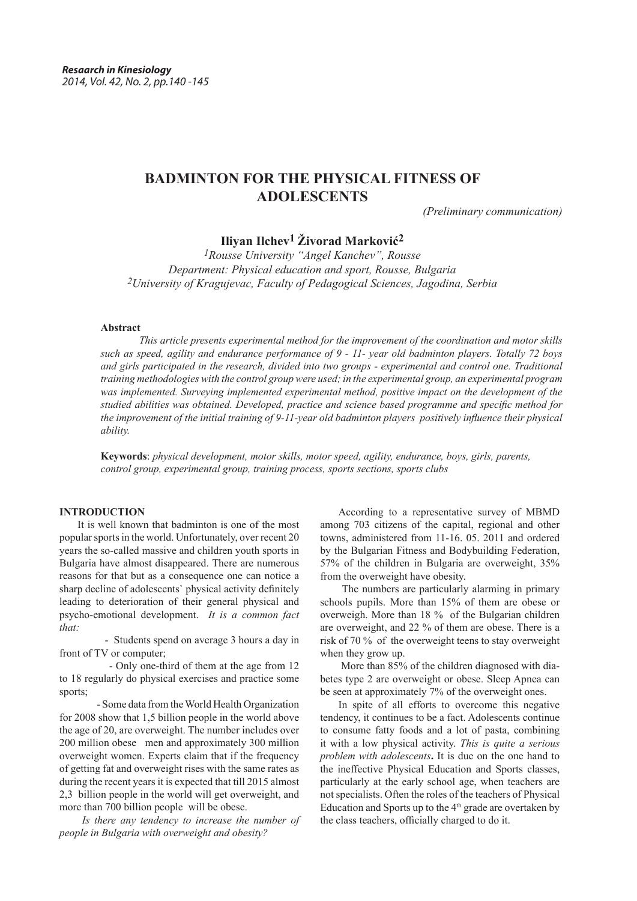# BADMINTON FOR THE PHYSICAL FITNESS OF ADOLESCENTS

*(Preliminary communication)*

**Iliyan Ilchev[1] Živorad Marković[2]**

[1]*Rousse University "Angel Kanchev", Rousse*
*Department: Physical education and sport, Rousse, Bulgaria*
[2]*University of Kragujevac, Faculty of Pedagogical Sciences, Jagodina, Serbia*

**Abstract**

*This article presents experimental method for the improvement of the coordination and motor skills such as speed, agility and endurance performance of 9 - 11- year old badminton players. Totally 72 boys and girls participated in the research, divided into two groups - experimental and control one. Traditional training methodologies with the control group were used; in the experimental group, an experimental program was implemented. Surveying implemented experimental method, positive impact on the development of the studied abilities was obtained. Developed, practice and science based programme and specific method for the improvement of the initial training of 9-11-year old badminton players positively influence their physical ability.*

**Keywords**: *physical development, motor skills, motor speed, agility, endurance, boys, girls, parents, control group, experimental group, training process, sports sections, sports clubs*

## INTRODUCTION

It is well known that badminton is one of the most popular sports in the world. Unfortunately, over recent 20 years the so-called massive and children youth sports in Bulgaria have almost disappeared. There are numerous reasons for that but as a consequence one can notice a sharp decline of adolescents` physical activity definitely leading to deterioration of their general physical and psycho-emotional development. *It is a common fact that:*

- Students spend on average 3 hours a day in front of TV or computer;
- Only one-third of them at the age from 12 to 18 regularly do physical exercises and practice some sports;
- Some data from the World Health Organization for 2008 show that 1,5 billion people in the world above the age of 20, are overweight. The number includes over 200 million obese men and approximately 300 million overweight women. Experts claim that if the frequency of getting fat and overweight rises with the same rates as during the recent years it is expected that till 2015 almost 2,3 billion people in the world will get overweight, and more than 700 billion people will be obese.

*Is there any tendency to increase the number of people in Bulgaria with overweight and obesity?*

According to a representative survey of MBMD among 703 citizens of the capital, regional and other towns, administered from 11-16. 05. 2011 and ordered by the Bulgarian Fitness and Bodybuilding Federation, 57% of the children in Bulgaria are overweight, 35% from the overweight have obesity.

The numbers are particularly alarming in primary schools pupils. More than 15% of them are obese or overweigh. More than 18 % of the Bulgarian children are overweight, and 22 % of them are obese. There is a risk of 70 % of the overweight teens to stay overweight when they grow up.

More than 85% of the children diagnosed with diabetes type 2 are overweight or obese. Sleep Apnea can be seen at approximately 7% of the overweight ones.

In spite of all efforts to overcome this negative tendency, it continues to be a fact. Adolescents continue to consume fatty foods and a lot of pasta, combining it with a low physical activity. *This is quite a serious problem with adolescents***.** It is due on the one hand to the ineffective Physical Education and Sports classes, particularly at the early school age, when teachers are not specialists. Often the roles of the teachers of Physical Education and Sports up to the 4th grade are overtaken by the class teachers, officially charged to do it.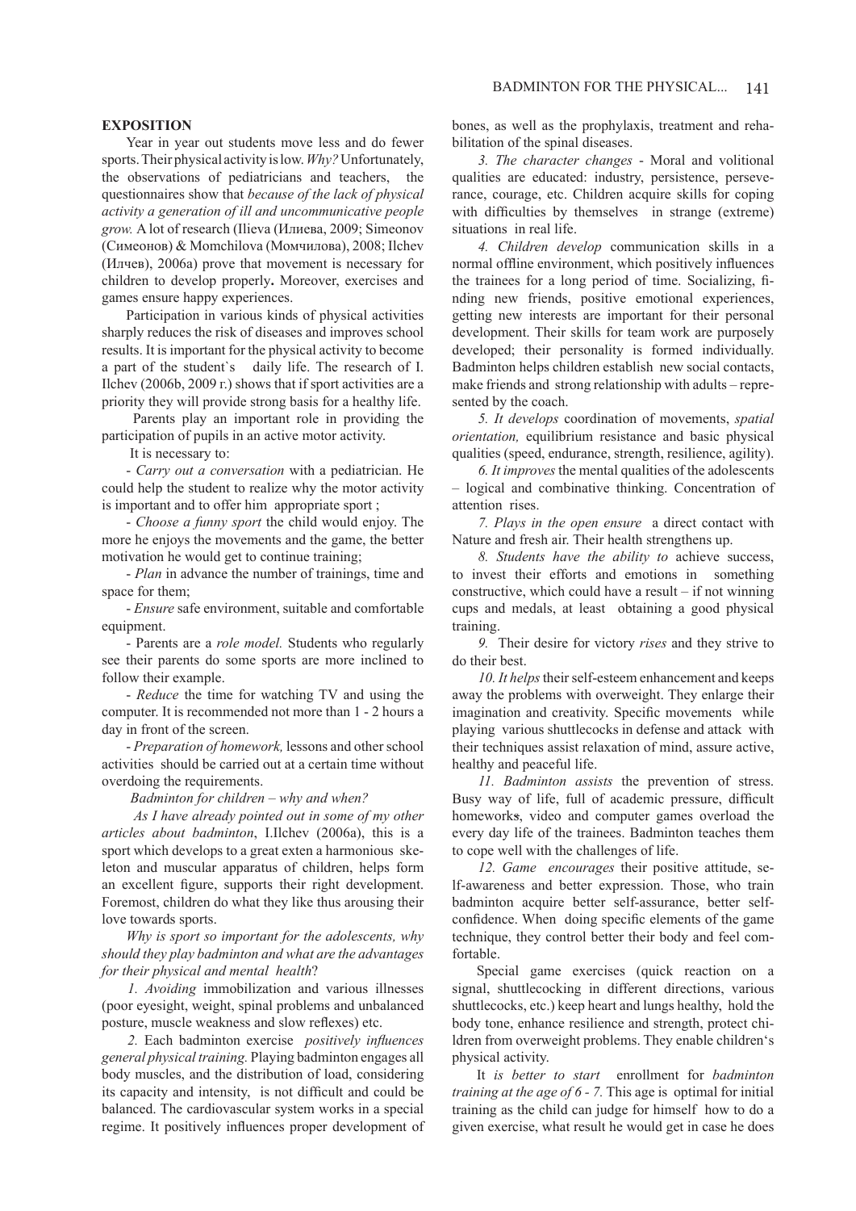## EXPOSITION

Year in year out students move less and do fewer sports. Their physical activity is low. *Why?* Unfortunately, the observations of pediatricians and teachers, the questionnaires show that *because of the lack of physical activity a generation of ill and uncommunicative people grow.* A lot of research (Ilieva (Илиева, 2009; Simeonov (Симеонов) & Momchilova (Момчилова), 2008; Ilchev (Илчев), 2006a) prove that movement is necessary for children to develop properly**.** Moreover, exercises and games ensure happy experiences.

Participation in various kinds of physical activities sharply reduces the risk of diseases and improves school results. It is important for the physical activity to become a part of the student`s daily life. The research of I. Ilchev (2006b, 2009 г.) shows that if sport activities are a priority they will provide strong basis for a healthy life.

Parents play an important role in providing the participation of pupils in an active motor activity.

It is necessary to:

- *Carry out a conversation* with a pediatrician. He could help the student to realize why the motor activity is important and to offer him appropriate sport ;
- *Choose a funny sport* the child would enjoy. The more he enjoys the movements and the game, the better motivation he would get to continue training;
- *Plan* in advance the number of trainings, time and space for them;
- *Ensure* safe environment, suitable and comfortable equipment.
- Parents are a *role model.* Students who regularly see their parents do some sports are more inclined to follow their example.
- *Reduce* the time for watching TV and using the computer. It is recommended not more than 1 - 2 hours a day in front of the screen.
- *Preparation of homework,* lessons and other school activities should be carried out at a certain time without overdoing the requirements.

*Badminton for children – why and when?*

*As I have already pointed out in some of my other articles about badminton*, I.Ilchev (2006a), this is a sport which develops to a great exten a harmonious skeleton and muscular apparatus of children, helps form an excellent figure, supports their right development. Foremost, children do what they like thus arousing their love towards sports.

*Why is sport so important for the adolescents, why should they play badminton and what are the advantages for their physical and mental health*?

*1. Avoiding* immobilization and various illnesses (poor eyesight, weight, spinal problems and unbalanced posture, muscle weakness and slow reflexes) etc.

*2.* Each badminton exercise *positively influences general physical training.* Playing badminton engages all body muscles, and the distribution of load, considering its capacity and intensity, is not difficult and could be balanced. The cardiovascular system works in a special regime. It positively influences proper development of bones, as well as the prophylaxis, treatment and rehabilitation of the spinal diseases.

*3. The character changes* - Moral and volitional qualities are educated: industry, persistence, perseverance, courage, etc. Children acquire skills for coping with difficulties by themselves in strange (extreme) situations in real life.

*4. Children develop* communication skills in a normal offline environment, which positively influences the trainees for a long period of time. Socializing, finding new friends, positive emotional experiences, getting new interests are important for their personal development. Their skills for team work are purposely developed; their personality is formed individually. Badminton helps children establish new social contacts, make friends and strong relationship with adults – represented by the coach.

*5. It develops* coordination of movements, *spatial orientation,* equilibrium resistance and basic physical qualities (speed, endurance, strength, resilience, agility).

*6. It improves* the mental qualities of the adolescents – logical and combinative thinking. Concentration of attention rises.

*7. Plays in the open ensure* a direct contact with Nature and fresh air. Their health strengthens up.

*8. Students have the ability to* achieve success, to invest their efforts and emotions in something constructive, which could have a result – if not winning cups and medals, at least obtaining a good physical training.

*9.* Their desire for victory *rises* and they strive to do their best.

*10. It helps* their self-esteem enhancement and keeps away the problems with overweight. They enlarge their imagination and creativity. Specific movements while playing various shuttlecocks in defense and attack with their techniques assist relaxation of mind, assure active, healthy and peaceful life.

*11. Badminton assists* the prevention of stress. Busy way of life, full of academic pressure, difficult homeworks, video and computer games overload the every day life of the trainees. Badminton teaches them to cope well with the challenges of life.

*12. Game encourages* their positive attitude, self-awareness and better expression. Those, who train badminton acquire better self-assurance, better self-confidence. When doing specific elements of the game technique, they control better their body and feel comfortable.

Special game exercises (quick reaction on a signal, shuttlecocking in different directions, various shuttlecocks, etc.) keep heart and lungs healthy, hold the body tone, enhance resilience and strength, protect children from overweight problems. They enable children's physical activity.

It *is better to start* enrollment for *badminton training at the age of 6 - 7.* This age is optimal for initial training as the child can judge for himself how to do a given exercise, what result he would get in case he does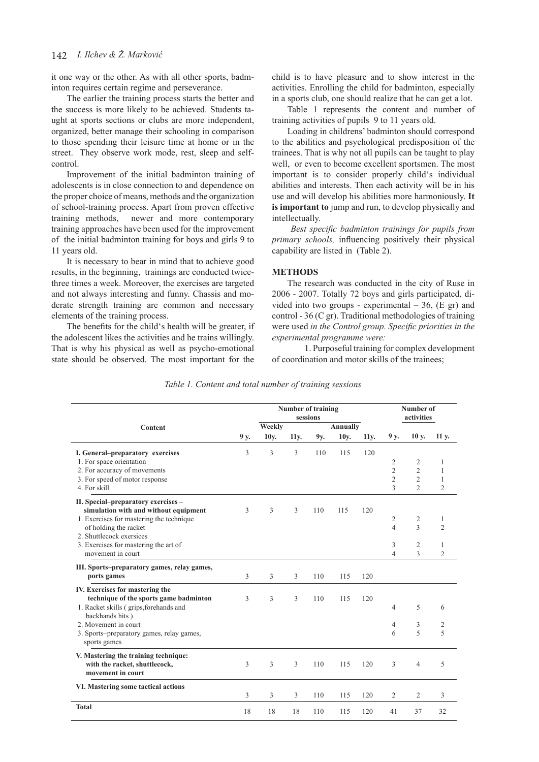it one way or the other. As with all other sports, badminton requires certain regime and perseverance.

The earlier the training process starts the better and the success is more likely to be achieved. Students taught at sports sections or clubs are more independent, organized, better manage their schooling in comparison to those spending their leisure time at home or in the street. They observe work mode, rest, sleep and self-control.

Improvement of the initial badminton training of adolescents is in close connection to and dependence on the proper choice of means, methods and the organization of school-training process. Apart from proven effective training methods, newer and more contemporary training approaches have been used for the improvement of the initial badminton training for boys and girls 9 to 11 years old.

It is necessary to bear in mind that to achieve good results, in the beginning, trainings are conducted twice-three times a week. Moreover, the exercises are targeted and not always interesting and funny. Chassis and moderate strength training are common and necessary elements of the training process.

The benefits for the child's health will be greater, if the adolescent likes the activities and he trains willingly. That is why his physical as well as psycho-emotional state should be observed. The most important for the child is to have pleasure and to show interest in the activities. Enrolling the child for badminton, especially in a sports club, one should realize that he can get a lot.

Table 1 represents the content and number of training activities of pupils 9 to 11 years old.

Loading in childrens' badminton should correspond to the abilities and psychological predisposition of the trainees. That is why not all pupils can be taught to play well, or even to become excellent sportsmen. The most important is to consider properly child's individual abilities and interests. Then each activity will be in his use and will develop his abilities more harmoniously. **It is important to** jump and run, to develop physically and intellectually.

*Best specific badminton trainings for pupils from primary schools,* influencing positively their physical capability are listed in (Table 2).

## METHODS

The research was conducted in the city of Ruse in 2006 - 2007. Totally 72 boys and girls participated, divided into two groups - experimental – 36, (E gr) and control - 36 (C gr). Traditional methodologies of training were used *in the Control group. Specific priorities in the experimental programme were:*

1. Purposeful training for complex development of coordination and motor skills of the trainees;

*Table 1. Content and total number of training sessions*

| Content | Number of training sessions | | | | | | Number of activities | | |
|---|---|---|---|---|---|---|---|---|---|
| | Weekly | | | Annually | | | | | |
| | 9 y. | 10y. | 11y. | 9y. | 10y. | 11y. | 9 y. | 10 y. | 11 y. |
| **I. General–preparatory exercises** | 3 | 3 | 3 | 110 | 115 | 120 | | | |
| 1. For space orientation | | | | | | | 2 | 2 | 1 |
| 2. For accuracy of movements | | | | | | | 2 | 2 | 1 |
| 3. For speed of motor response | | | | | | | 2 | 2 | 1 |
| 4. For skill | | | | | | | 3 | 2 | 2 |
| **II. Special–preparatory exercises – simulation with and without equipment** | 3 | 3 | 3 | 110 | 115 | 120 | | | |
| 1. Exercises for mastering the technique of holding the racket | | | | | | | 2 | 2 | 1 |
| 2. Shuttlecock exersices | | | | | | | 4 | 3 | 2 |
| 3. Exercises for mastering the art of movement in court | | | | | | | 3 | 2 | 1 |
| | | | | | | | 4 | 3 | 2 |
| **III. Sports–preparatory games, relay games, ports games** | 3 | 3 | 3 | 110 | 115 | 120 | | | |
| **IV. Exercises for mastering the technique of the sports game badminton** | 3 | 3 | 3 | 110 | 115 | 120 | | | |
| 1. Racket skills ( grips,forehands and backhands hits ) | | | | | | | 4 | 5 | 6 |
| 2. Movement in court | | | | | | | 4 | 3 | 2 |
| 3. Sports–preparatory games, relay games, sports games | | | | | | | 6 | 5 | 5 |
| **V. Mastering the training technique: with the racket, shuttlecock, movement in court** | 3 | 3 | 3 | 110 | 115 | 120 | 3 | 4 | 5 |
| **VI. Mastering some tactical actions** | 3 | 3 | 3 | 110 | 115 | 120 | 2 | 2 | 3 |
| **Total** | 18 | 18 | 18 | 110 | 115 | 120 | 41 | 37 | 32 |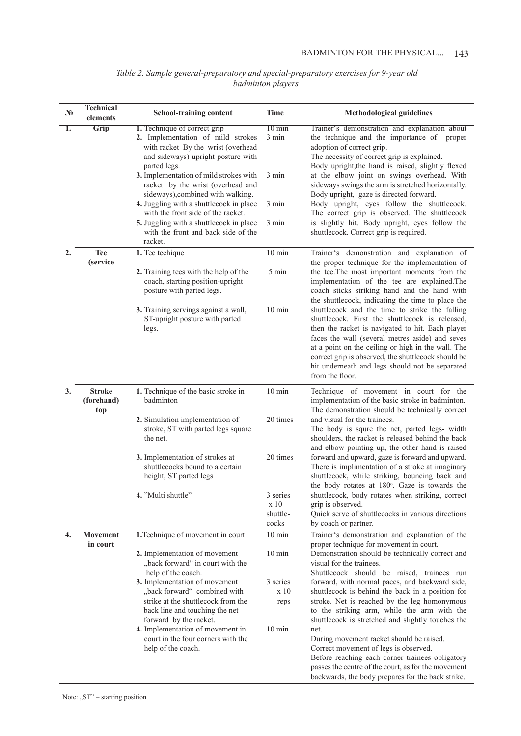*Table 2. Sample general-preparatory and special-preparatory exercises for 9-year old badminton players*

| № | Technical elements | School-training content | Time | Methodological guidelines |
|---|---|---|---|---|
| 1. | Grip | 1. Technique of correct grip<br>2. Implementation of mild strokes with racket By the wrist (overhead and sideways) upright posture with parted legs.<br>3. Implementation of mild strokes with racket by the wrist (overhead and sideways),combined with walking.<br>4. Juggling with a shuttlecock in place with the front side of the racket.<br>5. Juggling with a shuttlecock in place with the front and back side of the racket. | 10 min<br>3 min<br><br>3 min<br><br>3 min<br><br>3 min | Trainer's demonstration and explanation about the technique and the importance of proper adoption of correct grip.<br>The necessity of correct grip is explained.<br>Body upright,the hand is raised, slightly flexed at the elbow joint on swings overhead. With sideways swings the arm is stretched horizontally. Body upright, gaze is directed forward.<br>Body upright, eyes follow the shuttlecock. The correct grip is observed. The shuttlecock is slightly hit. Body upright, eyes follow the shuttlecock. Correct grip is required. |
| 2. | Tee (service | 1. Tee techique<br>2. Training tees with the help of the coach, starting position-upright posture with parted legs.<br>3. Training servings against a wall, ST-upright posture with parted legs. | 10 min<br>5 min<br><br>10 min | Trainer's demonstration and explanation of the proper technique for the implementation of the tee.The most important moments from the implementation of the tee are explained.The coach sticks striking hand and the hand with the shuttlecock, indicating the time to place the shuttlecock and the time to strike the falling shuttlecock. First the shuttlecock is released, then the racket is navigated to hit. Each player faces the wall (several metres aside) and seves at a point on the ceiling or high in the wall. The correct grip is observed, the shuttlecock should be hit underneath and legs should not be separated from the floor. |
| 3. | Stroke (forehand) top | 1. Technique of the basic stroke in badminton<br>2. Simulation implementation of stroke, ST with parted legs square the net.<br>3. Implementation of strokes at shuttlecocks bound to a certain height, ST parted legs<br>4. "Multi shuttle" | 10 min<br>20 times<br><br>20 times<br><br>3 series x 10 shuttle-cocks | Technique of movement in court for the implementation of the basic stroke in badminton. The demonstration should be technically correct and visual for the trainees.<br>The body is squre the net, parted legs- width shoulders, the racket is released behind the back and elbow pointing up, the other hand is raised forward and upward, gaze is forward and upward. There is implimentation of a stroke at imaginary shuttlecock, while striking, bouncing back and the body rotates at 180°. Gaze is towards the shuttlecock, body rotates when striking, correct grip is observed.<br>Quick serve of shuttlecocks in various directions by coach or partner. |
| 4. | Movement in court | 1.Technique of movement in court<br>2. Implementation of movement „back forward" in court with the help of the coach.<br>3. Implementation of movement „back forward" combined with strike at the shuttlecock from the back line and touching the net forward by the racket.<br>4. Implementation of movement in court in the four corners with the help of the coach. | 10 min<br>10 min<br><br>3 series x 10 reps<br><br>10 min | Trainer's demonstration and explanation of the proper technique for movement in court.<br>Demonstration should be technically correct and visual for the trainees.<br>Shuttlecock should be raised, trainees run forward, with normal paces, and backward side, shuttlecock is behind the back and in a position for stroke. Net is reached by the leg homonymous to the striking arm, while the arm with the shuttlecock is stretched and slightly touches the net.<br>During movement racket should be raised.<br>Correct movement of legs is observed.<br>Before reaching each corner trainees obligatory passes the centre of the court, as for the movement backwards, the body prepares for the back strike. |

Note: „ST" – starting position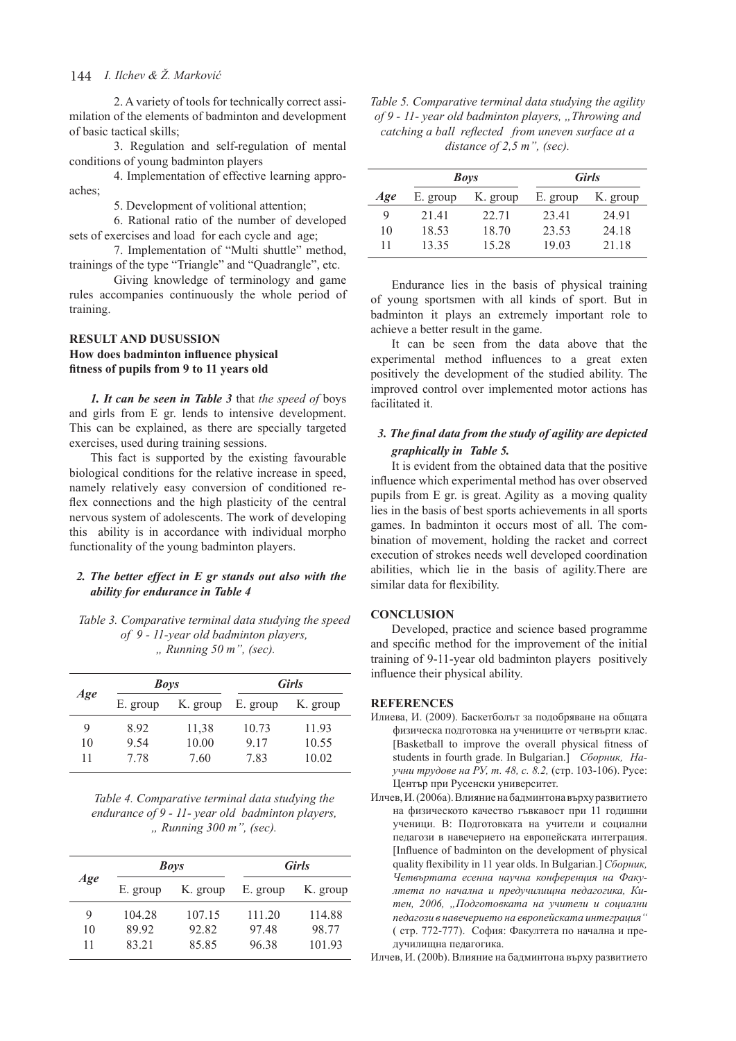2. A variety of tools for technically correct assimilation of the elements of badminton and development of basic tactical skills;

3. Regulation and self-regulation of mental conditions of young badminton players

4. Implementation of effective learning approaches;

5. Development of volitional attention;

6. Rational ratio of the number of developed sets of exercises and load for each cycle and age;

7. Implementation of "Multi shuttle" method, trainings of the type "Triangle" and "Quadrangle", etc.

Giving knowledge of terminology and game rules accompanies continuously the whole period of training.

## RESULT AND DUSUSSION

### How does badminton influence physical fitness of pupils from 9 to 11 years old

***1. It can be seen in Table 3*** that *the speed of* boys and girls from E gr. lends to intensive development. This can be explained, as there are specially targeted exercises, used during training sessions.

This fact is supported by the existing favourable biological conditions for the relative increase in speed, namely relatively easy conversion of conditioned reflex connections and the high plasticity of the central nervous system of adolescents. The work of developing this ability is in accordance with individual morpho functionality of the young badminton players.

***2. The better effect in E gr stands out also with the ability for endurance in Table 4***

*Table 3. Comparative terminal data studying the speed of 9 - 11-year old badminton players, „ Running 50 m", (sec).*

| Age | Boys | | Girls | |
|---|---|---|---|---|
| | E. group | K. group | E. group | K. group |
| 9 | 8.92 | 11,38 | 10.73 | 11.93 |
| 10 | 9.54 | 10.00 | 9.17 | 10.55 |
| 11 | 7.78 | 7.60 | 7.83 | 10.02 |

*Table 4. Comparative terminal data studying the endurance of 9 - 11- year old badminton players, „ Running 300 m", (sec).*

| Age | Boys | | Girls | |
|---|---|---|---|---|
| | E. group | K. group | E. group | K. group |
| 9 | 104.28 | 107.15 | 111.20 | 114.88 |
| 10 | 89.92 | 92.82 | 97.48 | 98.77 |
| 11 | 83.21 | 85.85 | 96.38 | 101.93 |

*Table 5. Comparative terminal data studying the agility of 9 - 11- year old badminton players, „Throwing and catching a ball reflected from uneven surface at a distance of 2,5 m", (sec).*

| Age | Boys | | Girls | |
|---|---|---|---|---|
| | E. group | K. group | E. group | K. group |
| 9 | 21.41 | 22.71 | 23.41 | 24.91 |
| 10 | 18.53 | 18.70 | 23.53 | 24.18 |
| 11 | 13.35 | 15.28 | 19.03 | 21.18 |

Endurance lies in the basis of physical training of young sportsmen with all kinds of sport. But in badminton it plays an extremely important role to achieve a better result in the game.

It can be seen from the data above that the experimental method influences to a great exten positively the development of the studied ability. The improved control over implemented motor actions has facilitated it.

***3. The final data from the study of agility are depicted graphically in Table 5.***

It is evident from the obtained data that the positive influence which experimental method has over observed pupils from E gr. is great. Agility as a moving quality lies in the basis of best sports achievements in all sports games. In badminton it occurs most of all. The combination of movement, holding the racket and correct execution of strokes needs well developed coordination abilities, which lie in the basis of agility.There are similar data for flexibility.

## CONCLUSION

Developed, practice and science based programme and specific method for the improvement of the initial training of 9-11-year old badminton players positively influence their physical ability.

## REFERENCES

Илиева, И. (2009). Баскетболът за подобряване на общата физическа подготовка на учениците от четвърти клас. [Basketball to improve the overall physical fitness of students in fourth grade. In Bulgarian.] *Сборник, Научни трудове на РУ, т. 48, с. 8.2,* (стр. 103-106). Русе: Център при Русенски университет.

Илчев, И. (2006a). Влияние на бадминтона върху развитието на физическото качество гъвкавост при 11 годишни ученици. В: Подготовката на учители и социални педагози в навечерието на европейската интеграция. [Influence of badminton on the development of physical quality flexibility in 11 year olds. In Bulgarian.] *Сборник, Четвъртата есенна научна конференция на Факултета по начална и предучилищна педагогика, Китен, 2006, „Подготовката на учители и социални педагози в навечерието на европейската интеграция"* ( стр. 772-777). София: Факултета по начална и предучилищна педагогика.

Илчев, И. (200b). Влияние на бадминтона върху развитието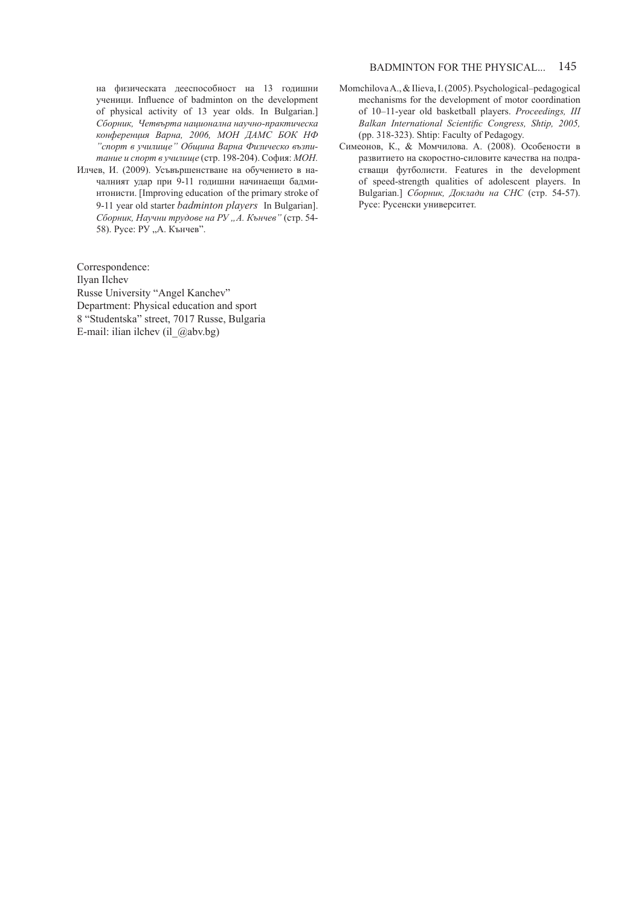на физическата дееспособност на 13 годишни ученици. Influence of badminton on the development of physical activity of 13 year olds. In Bulgarian.] *Сборник, Четвърта национална научно-практическа конференция Варна, 2006, МОН ДАМС БОК НФ "спорт в училище" Община Варна Физическо възпитание и спорт в училище* (стр. 198-204). София: *МОН.*

Илчев, И. (2009). Усъвършенстване на обучението в началният удар при 9-11 годишни начинаещи бадминтонисти. [Improving education of the primary stroke of 9-11 year old starter *badminton players* In Bulgarian]. *Сборник, Научни трудове на РУ „А. Кънчев"* (стр. 54-58). Русе: РУ „А. Кънчев".

Momchilova A., & Ilieva, I. (2005). Psychological–pedagogical mechanisms for the development of motor coordination of 10–11-year old basketball players. *Proceedings, III Balkan International Scientific Congress, Shtip, 2005,* (pp. 318-323). Shtip: Faculty of Pedagogy.

Симеонов, К., & Момчилова. А. (2008). Особености в развитието на скоростно-силовите качества на подрастващи футболисти. Features in the development of speed-strength qualities of adolescent players. In Bulgarian.] *Сборник, Доклади на СНС* (стр. 54-57). Русе: Русенски университет.

Correspondence:
Ilyan Ilchev
Russe University "Angel Kanchev"
Department: Physical education and sport
8 "Studentska" street, 7017 Russe, Bulgaria
E-mail: ilian ilchev (il_@abv.bg)